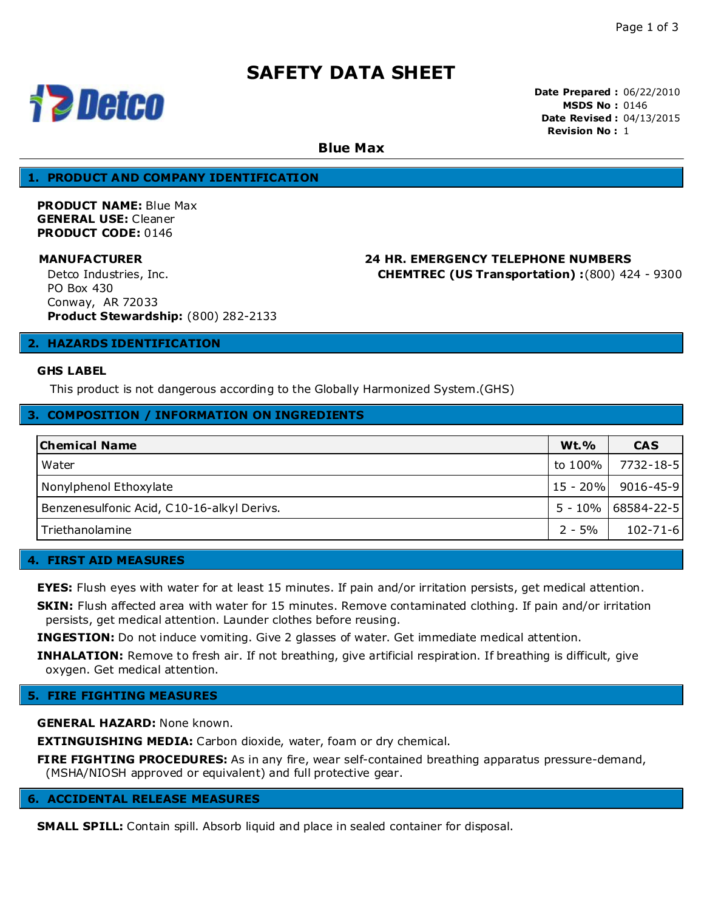# SAFETY DATA SHEET

Detco

**Date Prepared :** 06/22/2010
**MSDS No :** 0146
**Date Revised :** 04/13/2015
**Revision No :** 1

## Blue Max

## 1. PRODUCT AND COMPANY IDENTIFICATION

**PRODUCT NAME:** Blue Max
**GENERAL USE:** Cleaner
**PRODUCT CODE:** 0146

**MANUFACTURER**
Detco Industries, Inc.
PO Box 430
Conway, AR 72033
**Product Stewardship:** (800) 282-2133

**24 HR. EMERGENCY TELEPHONE NUMBERS**
**CHEMTREC (US Transportation) :**(800) 424 - 9300

## 2. HAZARDS IDENTIFICATION

**GHS LABEL**

This product is not dangerous according to the Globally Harmonized System.(GHS)

## 3. COMPOSITION / INFORMATION ON INGREDIENTS

| Chemical Name | Wt.% | CAS |
|---|---|---|
| Water | to 100% | 7732-18-5 |
| Nonylphenol Ethoxylate | 15 - 20% | 9016-45-9 |
| Benzenesulfonic Acid, C10-16-alkyl Derivs. | 5 - 10% | 68584-22-5 |
| Triethanolamine | 2 - 5% | 102-71-6 |

## 4. FIRST AID MEASURES

**EYES:** Flush eyes with water for at least 15 minutes. If pain and/or irritation persists, get medical attention.

**SKIN:** Flush affected area with water for 15 minutes. Remove contaminated clothing. If pain and/or irritation persists, get medical attention. Launder clothes before reusing.

**INGESTION:** Do not induce vomiting. Give 2 glasses of water. Get immediate medical attention.

**INHALATION:** Remove to fresh air. If not breathing, give artificial respiration. If breathing is difficult, give oxygen. Get medical attention.

## 5. FIRE FIGHTING MEASURES

**GENERAL HAZARD:** None known.

**EXTINGUISHING MEDIA:** Carbon dioxide, water, foam or dry chemical.

**FIRE FIGHTING PROCEDURES:** As in any fire, wear self-contained breathing apparatus pressure-demand, (MSHA/NIOSH approved or equivalent) and full protective gear.

## 6. ACCIDENTAL RELEASE MEASURES

**SMALL SPILL:** Contain spill. Absorb liquid and place in sealed container for disposal.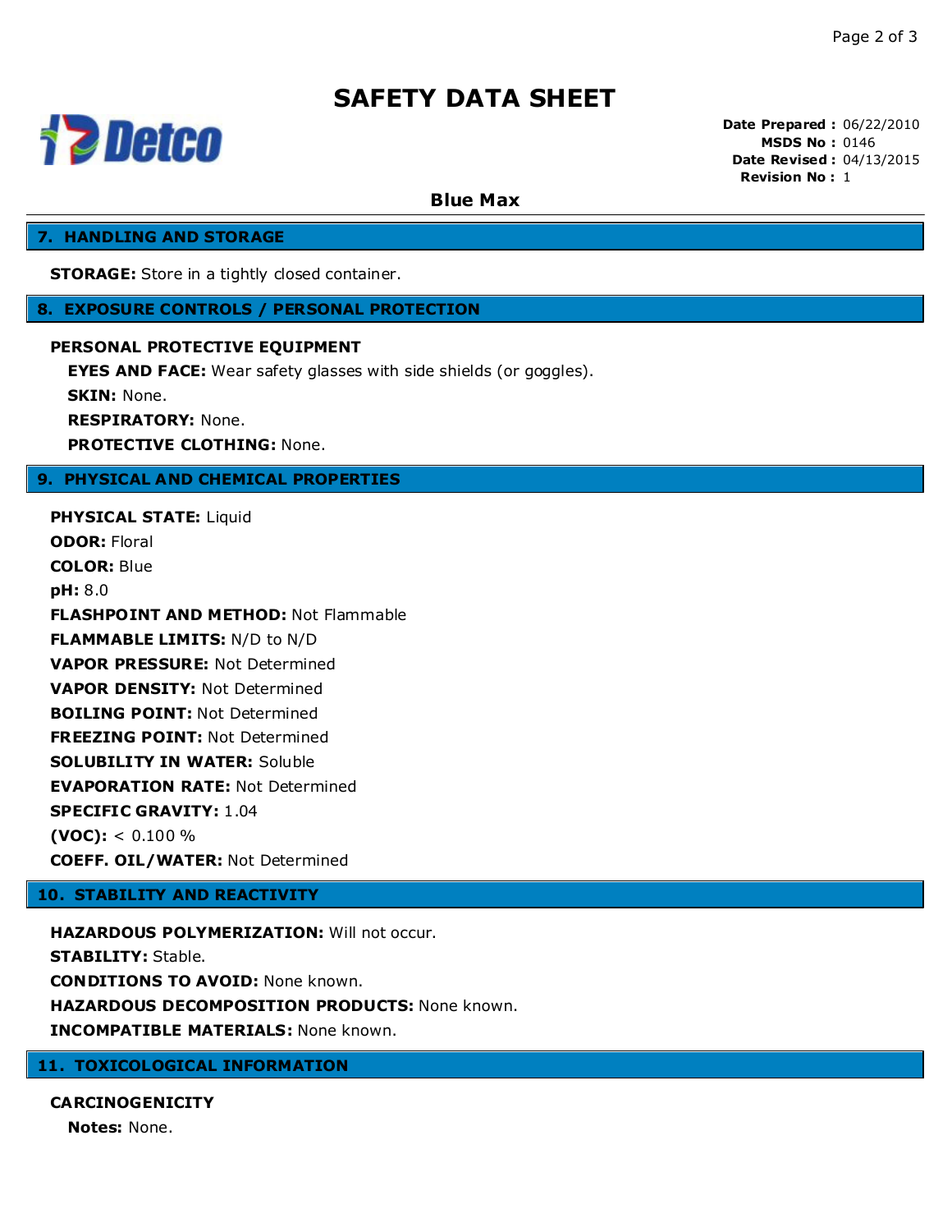# SAFETY DATA SHEET

**Date Prepared :** 06/22/2010
**MSDS No :** 0146
**Date Revised :** 04/13/2015
**Revision No :** 1

## Blue Max

## 7. HANDLING AND STORAGE

**STORAGE:** Store in a tightly closed container.

## 8. EXPOSURE CONTROLS / PERSONAL PROTECTION

**PERSONAL PROTECTIVE EQUIPMENT**

**EYES AND FACE:** Wear safety glasses with side shields (or goggles).
**SKIN:** None.
**RESPIRATORY:** None.
**PROTECTIVE CLOTHING:** None.

## 9. PHYSICAL AND CHEMICAL PROPERTIES

**PHYSICAL STATE:** Liquid
**ODOR:** Floral
**COLOR:** Blue
**pH:** 8.0
**FLASHPOINT AND METHOD:** Not Flammable
**FLAMMABLE LIMITS:** N/D to N/D
**VAPOR PRESSURE:** Not Determined
**VAPOR DENSITY:** Not Determined
**BOILING POINT:** Not Determined
**FREEZING POINT:** Not Determined
**SOLUBILITY IN WATER:** Soluble
**EVAPORATION RATE:** Not Determined
**SPECIFIC GRAVITY:** 1.04
**(VOC):** < 0.100 %
**COEFF. OIL/WATER:** Not Determined

## 10. STABILITY AND REACTIVITY

**HAZARDOUS POLYMERIZATION:** Will not occur.
**STABILITY:** Stable.
**CONDITIONS TO AVOID:** None known.
**HAZARDOUS DECOMPOSITION PRODUCTS:** None known.
**INCOMPATIBLE MATERIALS:** None known.

## 11. TOXICOLOGICAL INFORMATION

**CARCINOGENICITY**

**Notes:** None.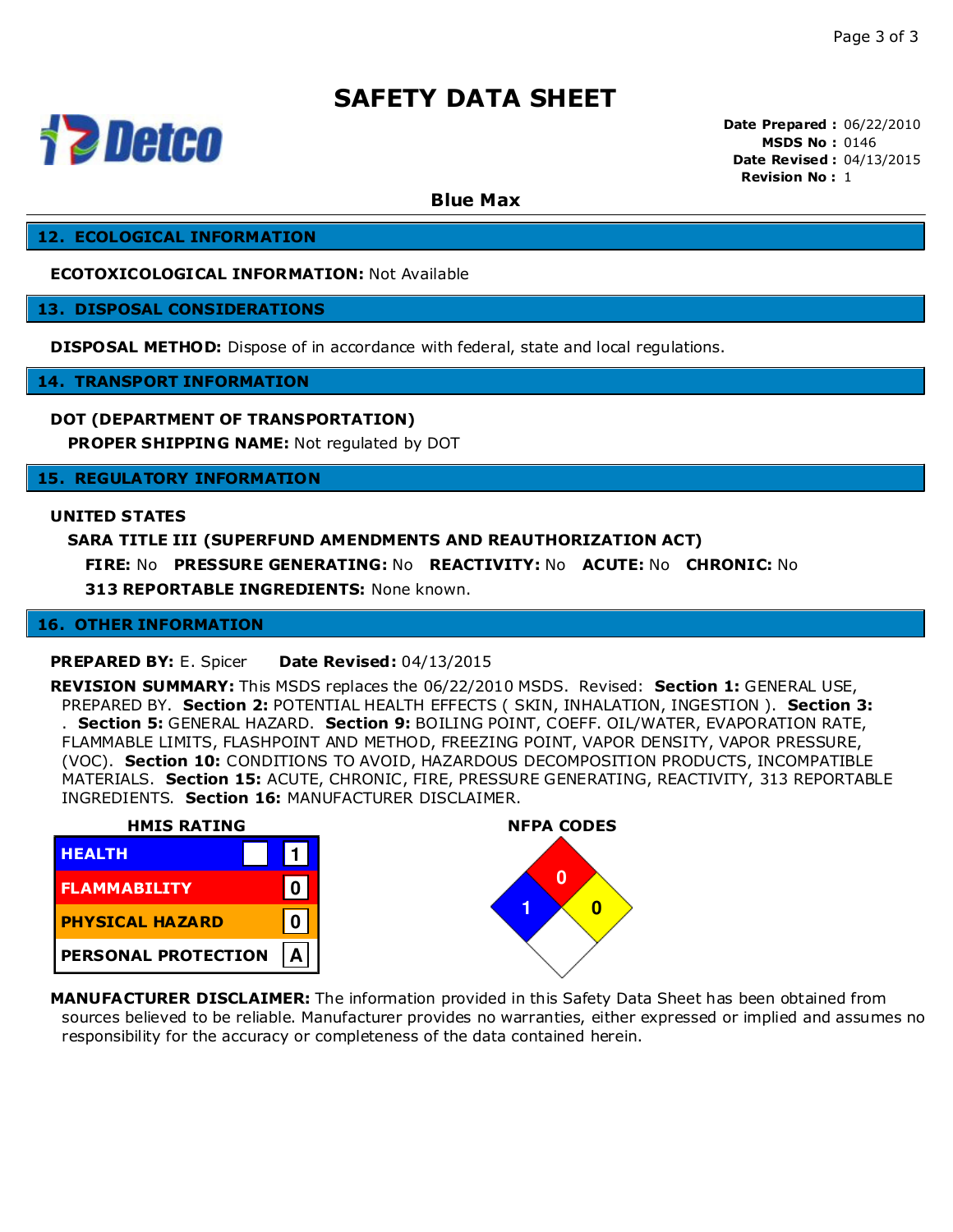# SAFETY DATA SHEET

Detco

**Date Prepared :** 06/22/2010
**MSDS No :** 0146
**Date Revised :** 04/13/2015
**Revision No :** 1

## Blue Max

## 12. ECOLOGICAL INFORMATION

**ECOTOXICOLOGICAL INFORMATION:** Not Available

## 13. DISPOSAL CONSIDERATIONS

**DISPOSAL METHOD:** Dispose of in accordance with federal, state and local regulations.

## 14. TRANSPORT INFORMATION

**DOT (DEPARTMENT OF TRANSPORTATION)**

**PROPER SHIPPING NAME:** Not regulated by DOT

## 15. REGULATORY INFORMATION

**UNITED STATES**

**SARA TITLE III (SUPERFUND AMENDMENTS AND REAUTHORIZATION ACT)**

**FIRE:** No **PRESSURE GENERATING:** No **REACTIVITY:** No **ACUTE:** No **CHRONIC:** No

**313 REPORTABLE INGREDIENTS:** None known.

## 16. OTHER INFORMATION

**PREPARED BY:** E. Spicer **Date Revised:** 04/13/2015

**REVISION SUMMARY:** This MSDS replaces the 06/22/2010 MSDS. Revised: **Section 1:** GENERAL USE, PREPARED BY. **Section 2:** POTENTIAL HEALTH EFFECTS ( SKIN, INHALATION, INGESTION ). **Section 3:** . **Section 5:** GENERAL HAZARD. **Section 9:** BOILING POINT, COEFF. OIL/WATER, EVAPORATION RATE, FLAMMABLE LIMITS, FLASHPOINT AND METHOD, FREEZING POINT, VAPOR DENSITY, VAPOR PRESSURE, (VOC). **Section 10:** CONDITIONS TO AVOID, HAZARDOUS DECOMPOSITION PRODUCTS, INCOMPATIBLE MATERIALS. **Section 15:** ACUTE, CHRONIC, FIRE, PRESSURE GENERATING, REACTIVITY, 313 REPORTABLE INGREDIENTS. **Section 16:** MANUFACTURER DISCLAIMER.

**HMIS RATING**

| | |
|---|---|
| HEALTH | 1 |
| FLAMMABILITY | 0 |
| PHYSICAL HAZARD | 0 |
| PERSONAL PROTECTION | A |

**NFPA CODES**

Health: 1
Flammability: 0
Reactivity: 0

**MANUFACTURER DISCLAIMER:** The information provided in this Safety Data Sheet has been obtained from sources believed to be reliable. Manufacturer provides no warranties, either expressed or implied and assumes no responsibility for the accuracy or completeness of the data contained herein.